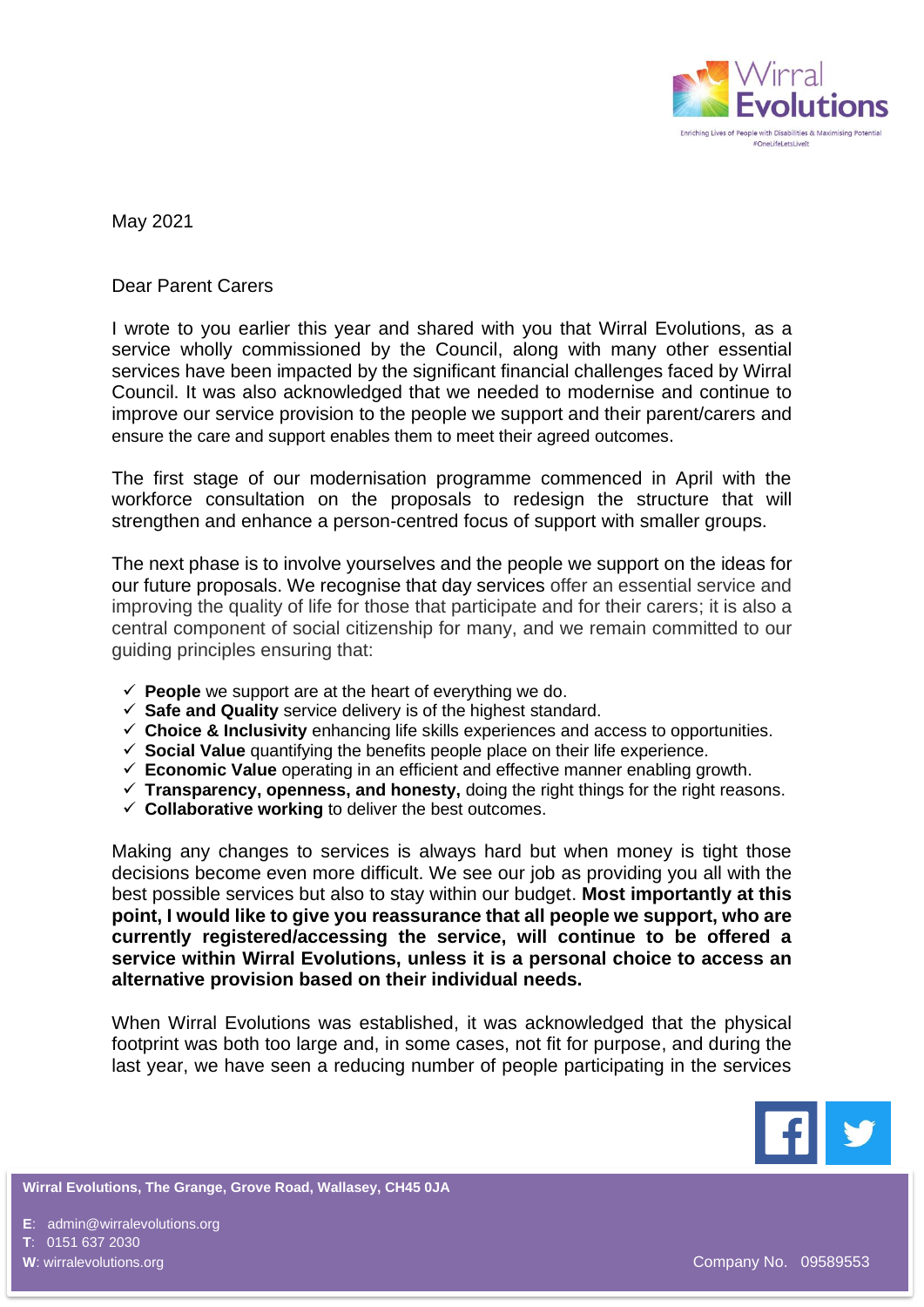May 2021

Dear Parent Carers

I wrote to you earlier this year and shared with you that Wirral Evolutions, as a service wholly commissioned by the Council, along with many other essential services have been impacted by the significant financial challenges faced by Wirral Council. It was also acknowledged that we needed to modernise and continue to improve our service provision to the people we support and their parent/carers and ensure the care and support enables them to meet their agreed outcomes.

The first stage of our modernisation programme commenced in April with the workforce consultation on the proposals to redesign the structure that will strengthen and enhance a person-centred focus of support with smaller groups.

The next phase is to involve yourselves and the people we support on the ideas for our future proposals. We recognise that day services offer an essential service and improving the quality of life for those that participate and for their carers; it is also a central component of social citizenship for many, and we remain committed to our guiding principles ensuring that:

- ✓ **People** we support are at the heart of everything we do.
- ✓ **Safe and Quality** service delivery is of the highest standard.
- ✓ **Choice & Inclusivity** enhancing life skills experiences and access to opportunities.
- ✓ **Social Value** quantifying the benefits people place on their life experience.
- ✓ **Economic Value** operating in an efficient and effective manner enabling growth.
- ✓ **Transparency, openness, and honesty,** doing the right things for the right reasons.
- ✓ **Collaborative working** to deliver the best outcomes.

Making any changes to services is always hard but when money is tight those decisions become even more difficult. We see our job as providing you all with the best possible services but also to stay within our budget. **Most importantly at this point, I would like to give you reassurance that all people we support, who are currently registered/accessing the service, will continue to be offered a service within Wirral Evolutions, unless it is a personal choice to access an alternative provision based on their individual needs.**

When Wirral Evolutions was established, it was acknowledged that the physical footprint was both too large and, in some cases, not fit for purpose, and during the last year, we have seen a reducing number of people participating in the services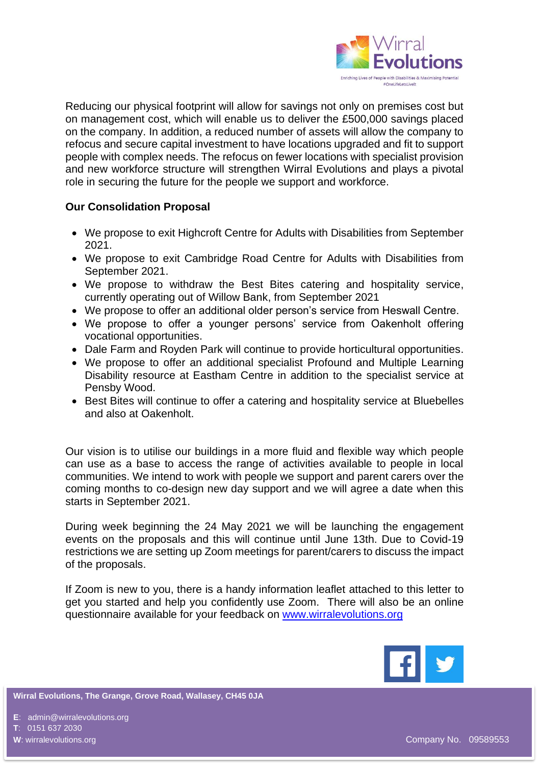Reducing our physical footprint will allow for savings not only on premises cost but on management cost, which will enable us to deliver the £500,000 savings placed on the company. In addition, a reduced number of assets will allow the company to refocus and secure capital investment to have locations upgraded and fit to support people with complex needs. The refocus on fewer locations with specialist provision and new workforce structure will strengthen Wirral Evolutions and plays a pivotal role in securing the future for the people we support and workforce.

**Our Consolidation Proposal**

- We propose to exit Highcroft Centre for Adults with Disabilities from September 2021.
- We propose to exit Cambridge Road Centre for Adults with Disabilities from September 2021.
- We propose to withdraw the Best Bites catering and hospitality service, currently operating out of Willow Bank, from September 2021
- We propose to offer an additional older person's service from Heswall Centre.
- We propose to offer a younger persons' service from Oakenholt offering vocational opportunities.
- Dale Farm and Royden Park will continue to provide horticultural opportunities.
- We propose to offer an additional specialist Profound and Multiple Learning Disability resource at Eastham Centre in addition to the specialist service at Pensby Wood.
- Best Bites will continue to offer a catering and hospitality service at Bluebelles and also at Oakenholt.

Our vision is to utilise our buildings in a more fluid and flexible way which people can use as a base to access the range of activities available to people in local communities. We intend to work with people we support and parent carers over the coming months to co-design new day support and we will agree a date when this starts in September 2021.

During week beginning the 24 May 2021 we will be launching the engagement events on the proposals and this will continue until June 13th. Due to Covid-19 restrictions we are setting up Zoom meetings for parent/carers to discuss the impact of the proposals.

If Zoom is new to you, there is a handy information leaflet attached to this letter to get you started and help you confidently use Zoom. There will also be an online questionnaire available for your feedback on [www.wirralevolutions.org](http://www.wirralevolutions.org)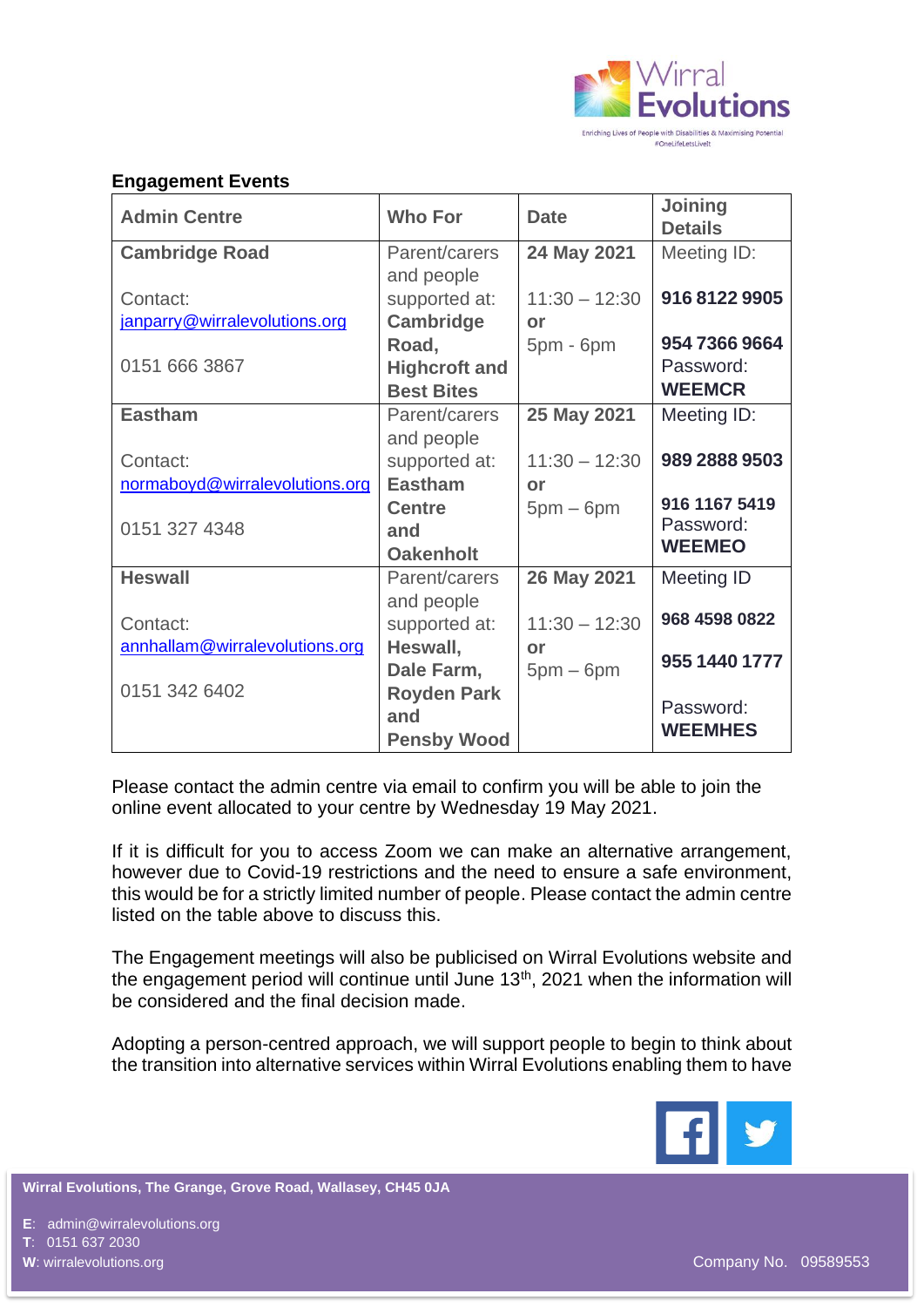**Engagement Events**

| Admin Centre | Who For | Date | Joining Details |
|---|---|---|---|
| **Cambridge Road**<br><br>Contact:<br>janparry@wirralevolutions.org<br><br>0151 666 3867 | Parent/carers and people supported at: **Cambridge Road, Highcroft and Best Bites** | **24 May 2021**<br><br>11:30 – 12:30<br>**or**<br>5pm - 6pm | Meeting ID:<br><br>**916 8122 9905**<br><br>**954 7366 9664**<br>Password:<br>**WEEMCR** |
| **Eastham**<br><br>Contact:<br>normaboyd@wirralevolutions.org<br><br>0151 327 4348 | Parent/carers and people supported at: **Eastham Centre and Oakenholt** | **25 May 2021**<br><br>11:30 – 12:30<br>**or**<br>5pm – 6pm | Meeting ID:<br><br>**989 2888 9503**<br><br>**916 1167 5419**<br>Password:<br>**WEEMEO** |
| **Heswall**<br><br>Contact:<br>annhallam@wirralevolutions.org<br><br>0151 342 6402 | Parent/carers and people supported at: **Heswall, Dale Farm, Royden Park and Pensby Wood** | **26 May 2021**<br><br>11:30 – 12:30<br>**or**<br>5pm – 6pm | Meeting ID<br><br>**968 4598 0822**<br><br>**955 1440 1777**<br><br>Password:<br>**WEEMHES** |

Please contact the admin centre via email to confirm you will be able to join the online event allocated to your centre by Wednesday 19 May 2021.

If it is difficult for you to access Zoom we can make an alternative arrangement, however due to Covid-19 restrictions and the need to ensure a safe environment, this would be for a strictly limited number of people. Please contact the admin centre listed on the table above to discuss this.

The Engagement meetings will also be publicised on Wirral Evolutions website and the engagement period will continue until June 13th, 2021 when the information will be considered and the final decision made.

Adopting a person-centred approach, we will support people to begin to think about the transition into alternative services within Wirral Evolutions enabling them to have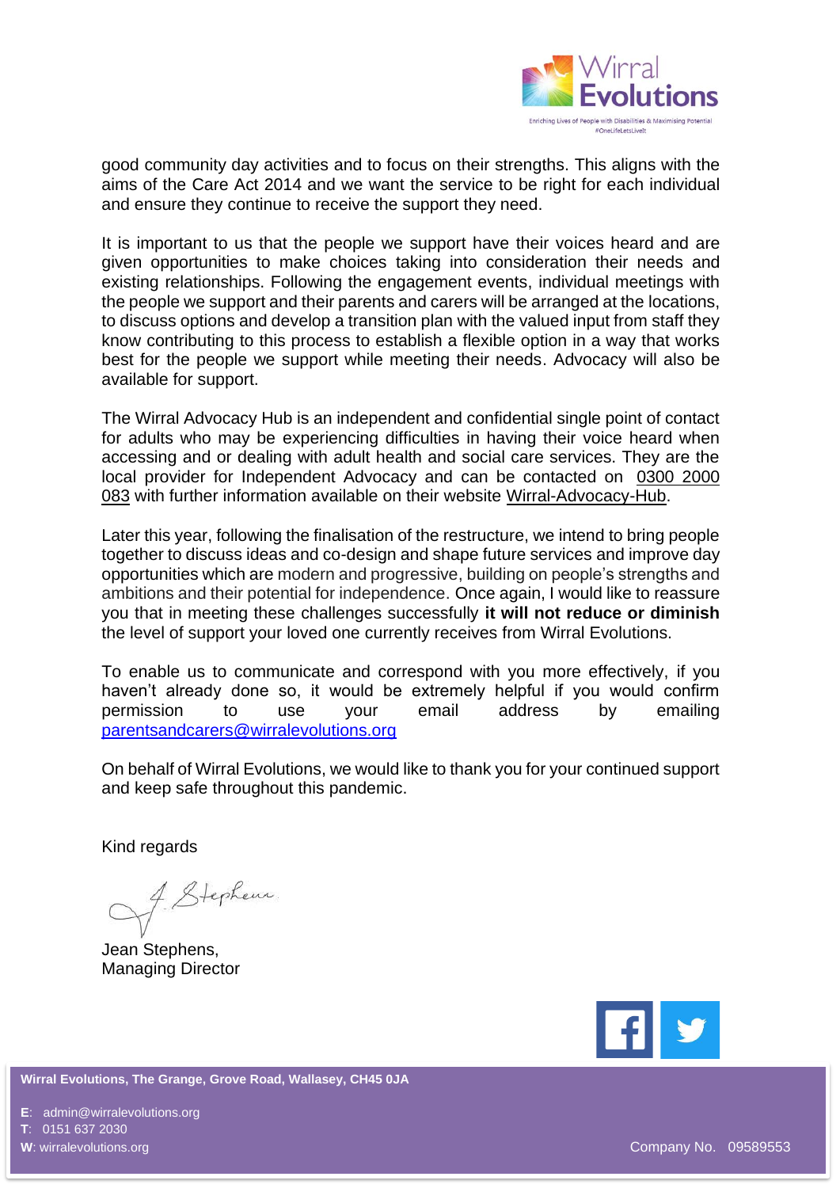good community day activities and to focus on their strengths. This aligns with the aims of the Care Act 2014 and we want the service to be right for each individual and ensure they continue to receive the support they need.

It is important to us that the people we support have their voices heard and are given opportunities to make choices taking into consideration their needs and existing relationships. Following the engagement events, individual meetings with the people we support and their parents and carers will be arranged at the locations, to discuss options and develop a transition plan with the valued input from staff they know contributing to this process to establish a flexible option in a way that works best for the people we support while meeting their needs. Advocacy will also be available for support.

The Wirral Advocacy Hub is an independent and confidential single point of contact for adults who may be experiencing difficulties in having their voice heard when accessing and or dealing with adult health and social care services. They are the local provider for Independent Advocacy and can be contacted on 0300 2000 083 with further information available on their website Wirral-Advocacy-Hub.

Later this year, following the finalisation of the restructure, we intend to bring people together to discuss ideas and co-design and shape future services and improve day opportunities which are modern and progressive, building on people's strengths and ambitions and their potential for independence. Once again, I would like to reassure you that in meeting these challenges successfully **it will not reduce or diminish** the level of support your loved one currently receives from Wirral Evolutions.

To enable us to communicate and correspond with you more effectively, if you haven't already done so, it would be extremely helpful if you would confirm permission to use your email address by emailing parentsandcarers@wirralevolutions.org

On behalf of Wirral Evolutions, we would like to thank you for your continued support and keep safe throughout this pandemic.

Kind regards

J. Stephens

Jean Stephens,
Managing Director

**Wirral Evolutions, The Grange, Grove Road, Wallasey, CH45 0JA**

**E**: admin@wirralevolutions.org
**T**: 0151 637 2030
**W**: wirralevolutions.org

Company No. 09589553